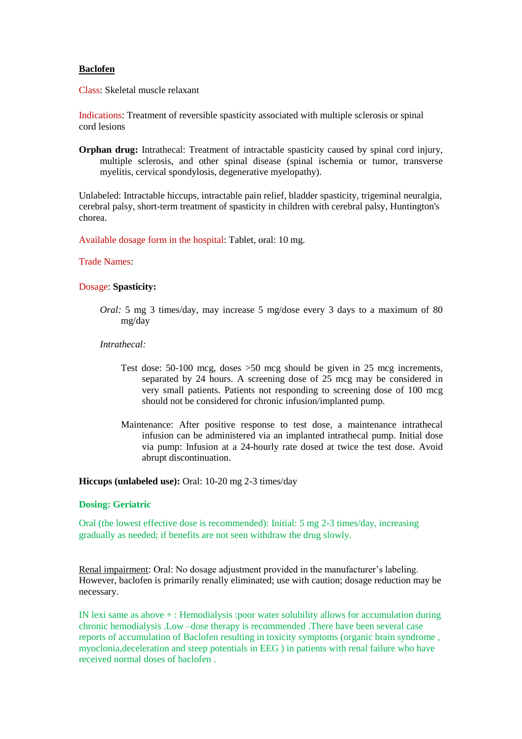# Baclofen

Class: Skeletal muscle relaxant

Indications: Treatment of reversible spasticity associated with multiple sclerosis or spinal cord lesions

**Orphan drug:** Intrathecal: Treatment of intractable spasticity caused by spinal cord injury, multiple sclerosis, and other spinal disease (spinal ischemia or tumor, transverse myelitis, cervical spondylosis, degenerative myelopathy).

Unlabeled: Intractable hiccups, intractable pain relief, bladder spasticity, trigeminal neuralgia, cerebral palsy, short-term treatment of spasticity in children with cerebral palsy, Huntington's chorea.

Available dosage form in the hospital: Tablet, oral: 10 mg.

Trade Names:

Dosage: **Spasticity:**

*Oral:* 5 mg 3 times/day, may increase 5 mg/dose every 3 days to a maximum of 80 mg/day

*Intrathecal:*

Test dose: 50-100 mcg, doses >50 mcg should be given in 25 mcg increments, separated by 24 hours. A screening dose of 25 mcg may be considered in very small patients. Patients not responding to screening dose of 100 mcg should not be considered for chronic infusion/implanted pump.

Maintenance: After positive response to test dose, a maintenance intrathecal infusion can be administered via an implanted intrathecal pump. Initial dose via pump: Infusion at a 24-hourly rate dosed at twice the test dose. Avoid abrupt discontinuation.

**Hiccups (unlabeled use):** Oral: 10-20 mg 2-3 times/day

**Dosing: Geriatric**

Oral (the lowest effective dose is recommended): Initial: 5 mg 2-3 times/day, increasing gradually as needed; if benefits are not seen withdraw the drug slowly.

Renal impairment: Oral: No dosage adjustment provided in the manufacturer's labeling. However, baclofen is primarily renally eliminated; use with caution; dosage reduction may be necessary.

IN lexi same as above + : Hemodialysis :poor water solubility allows for accumulation during chronic hemodialysis .Low –dose therapy is recommended .There have been several case reports of accumulation of Baclofen resulting in toxicity symptoms (organic brain syndrome , myoclonia,deceleration and steep potentials in EEG ) in patients with renal failure who have received normal doses of baclofen .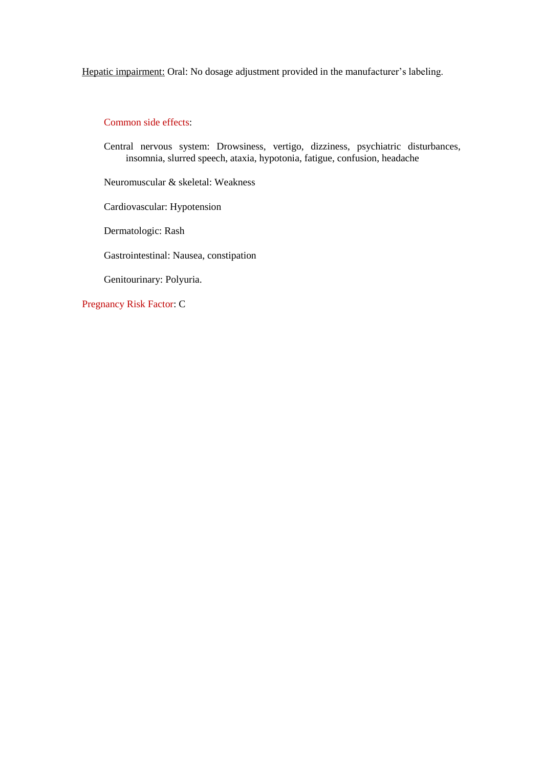Hepatic impairment: Oral: No dosage adjustment provided in the manufacturer's labeling.

Common side effects:

Central nervous system: Drowsiness, vertigo, dizziness, psychiatric disturbances, insomnia, slurred speech, ataxia, hypotonia, fatigue, confusion, headache

Neuromuscular & skeletal: Weakness

Cardiovascular: Hypotension

Dermatologic: Rash

Gastrointestinal: Nausea, constipation

Genitourinary: Polyuria.

Pregnancy Risk Factor: C